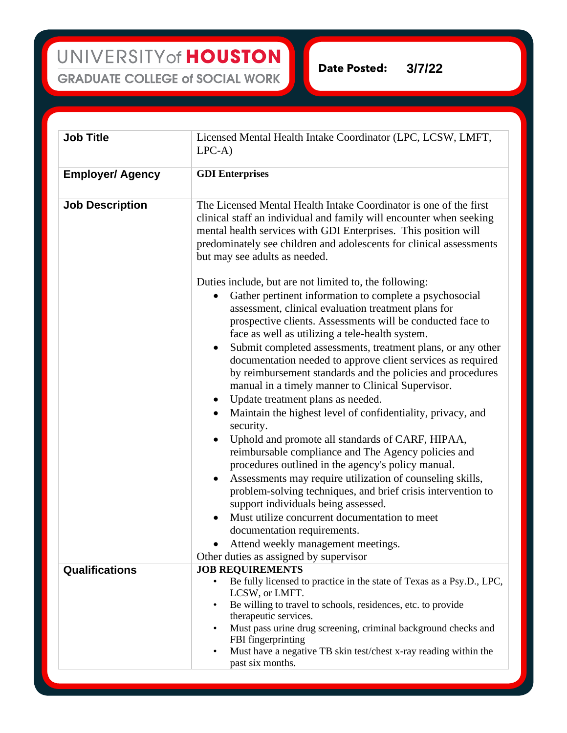UNIVERSITY of **HOUSTON**

GRADUATE COLLEGE of SOCIAL WORK

**Date Posted:** 3/7/22

| **Job Title** | Licensed Mental Health Intake Coordinator (LPC, LCSW, LMFT, LPC-A) |
|---|---|
| **Employer/ Agency** | **GDI Enterprises** |
| **Job Description** | The Licensed Mental Health Intake Coordinator is one of the first clinical staff an individual and family will encounter when seeking mental health services with GDI Enterprises. This position will predominately see children and adolescents for clinical assessments but may see adults as needed.<br><br>Duties include, but are not limited to, the following:<br>• Gather pertinent information to complete a psychosocial assessment, clinical evaluation treatment plans for prospective clients. Assessments will be conducted face to face as well as utilizing a tele-health system.<br>• Submit completed assessments, treatment plans, or any other documentation needed to approve client services as required by reimbursement standards and the policies and procedures manual in a timely manner to Clinical Supervisor.<br>• Update treatment plans as needed.<br>• Maintain the highest level of confidentiality, privacy, and security.<br>• Uphold and promote all standards of CARF, HIPAA, reimbursable compliance and The Agency policies and procedures outlined in the agency's policy manual.<br>• Assessments may require utilization of counseling skills, problem-solving techniques, and brief crisis intervention to support individuals being assessed.<br>• Must utilize concurrent documentation to meet documentation requirements.<br>• Attend weekly management meetings.<br>Other duties as assigned by supervisor |
| **Qualifications** | **JOB REQUIREMENTS**<br>• Be fully licensed to practice in the state of Texas as a Psy.D., LPC, LCSW, or LMFT.<br>• Be willing to travel to schools, residences, etc. to provide therapeutic services.<br>• Must pass urine drug screening, criminal background checks and FBI fingerprinting<br>• Must have a negative TB skin test/chest x-ray reading within the past six months. |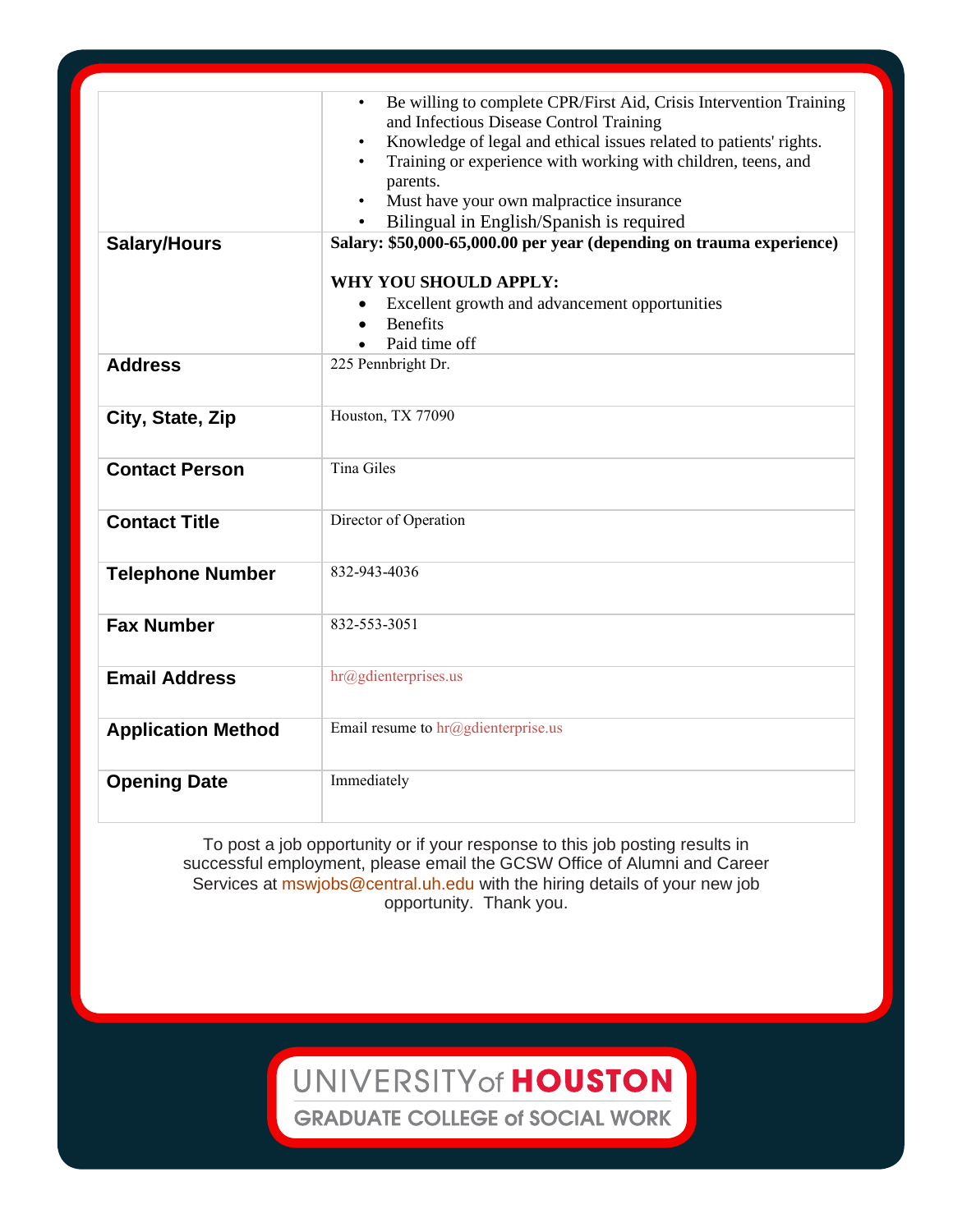| | |
|---|---|
| | • Be willing to complete CPR/First Aid, Crisis Intervention Training and Infectious Disease Control Training<br>• Knowledge of legal and ethical issues related to patients' rights.<br>• Training or experience with working with children, teens, and parents.<br>• Must have your own malpractice insurance<br>• Bilingual in English/Spanish is required |
| **Salary/Hours** | **Salary: $50,000-65,000.00 per year (depending on trauma experience)**<br><br>**WHY YOU SHOULD APPLY:**<br>• Excellent growth and advancement opportunities<br>• Benefits<br>• Paid time off |
| **Address** | 225 Pennbright Dr. |
| **City, State, Zip** | Houston, TX 77090 |
| **Contact Person** | Tina Giles |
| **Contact Title** | Director of Operation |
| **Telephone Number** | 832-943-4036 |
| **Fax Number** | 832-553-3051 |
| **Email Address** | hr@gdienterprises.us |
| **Application Method** | Email resume to hr@gdienterprise.us |
| **Opening Date** | Immediately |

To post a job opportunity or if your response to this job posting results in successful employment, please email the GCSW Office of Alumni and Career Services at mswjobs@central.uh.edu with the hiring details of your new job opportunity. Thank you.

UNIVERSITY of HOUSTON
GRADUATE COLLEGE of SOCIAL WORK